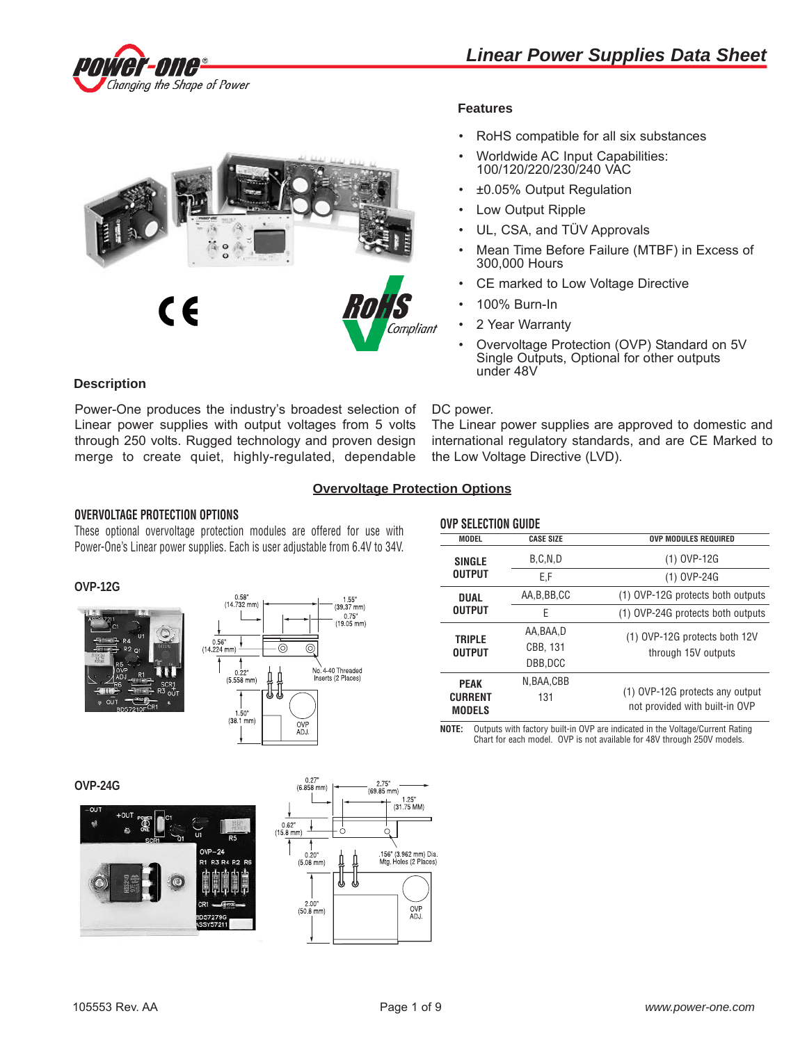# Linear Power Supplies Data Sheet

## Features

- RoHS compatible for all six substances
- Worldwide AC Input Capabilities: 100/120/220/230/240 VAC
- ±0.05% Output Regulation
- Low Output Ripple
- UL, CSA, and TÜV Approvals
- Mean Time Before Failure (MTBF) in Excess of 300,000 Hours
- CE marked to Low Voltage Directive
- 100% Burn-In
- 2 Year Warranty
- Overvoltage Protection (OVP) Standard on 5V Single Outputs, Optional for other outputs under 48V

## Description

Power-One produces the industry's broadest selection of Linear power supplies with output voltages from 5 volts through 250 volts. Rugged technology and proven design merge to create quiet, highly-regulated, dependable DC power.

The Linear power supplies are approved to domestic and international regulatory standards, and are CE Marked to the Low Voltage Directive (LVD).

## Overvoltage Protection Options

### OVERVOLTAGE PROTECTION OPTIONS

These optional overvoltage protection modules are offered for use with Power-One's Linear power supplies. Each is user adjustable from 6.4V to 34V.

### OVP-12G

0.58" (14.732 mm); 1.55" (39.37 mm); 0.75" (19.05 mm); 0.56" (14.224 mm); 0.22" (5.558 mm); No. 4-40 Threaded Inserts (2 Places); 1.50" (38.1 mm); OVP ADJ.

### OVP-24G

0.27" (6.858 mm); 2.75" (69.85 mm); 1.25" (31.75 MM); 0.62" (15.8 mm); 0.20" (5.08 mm); .156" (3.962 mm) Dia. Mtg. Holes (2 Places); 2.00" (50.8 mm); OVP ADJ.

### OVP SELECTION GUIDE

| MODEL | CASE SIZE | OVP MODULES REQUIRED |
|---|---|---|
| SINGLE OUTPUT | B,C,N,D | (1) OVP-12G |
| | E,F | (1) OVP-24G |
| DUAL OUTPUT | AA,B,BB,CC | (1) OVP-12G protects both outputs |
| | E | (1) OVP-24G protects both outputs |
| TRIPLE OUTPUT | AA,BAA,D CBB, 131 DBB,DCC | (1) OVP-12G protects both 12V through 15V outputs |
| PEAK CURRENT MODELS | N,BAA,CBB 131 | (1) OVP-12G protects any output not provided with built-in OVP |

**NOTE:** Outputs with factory built-in OVP are indicated in the Voltage/Current Rating Chart for each model. OVP is not available for 48V through 250V models.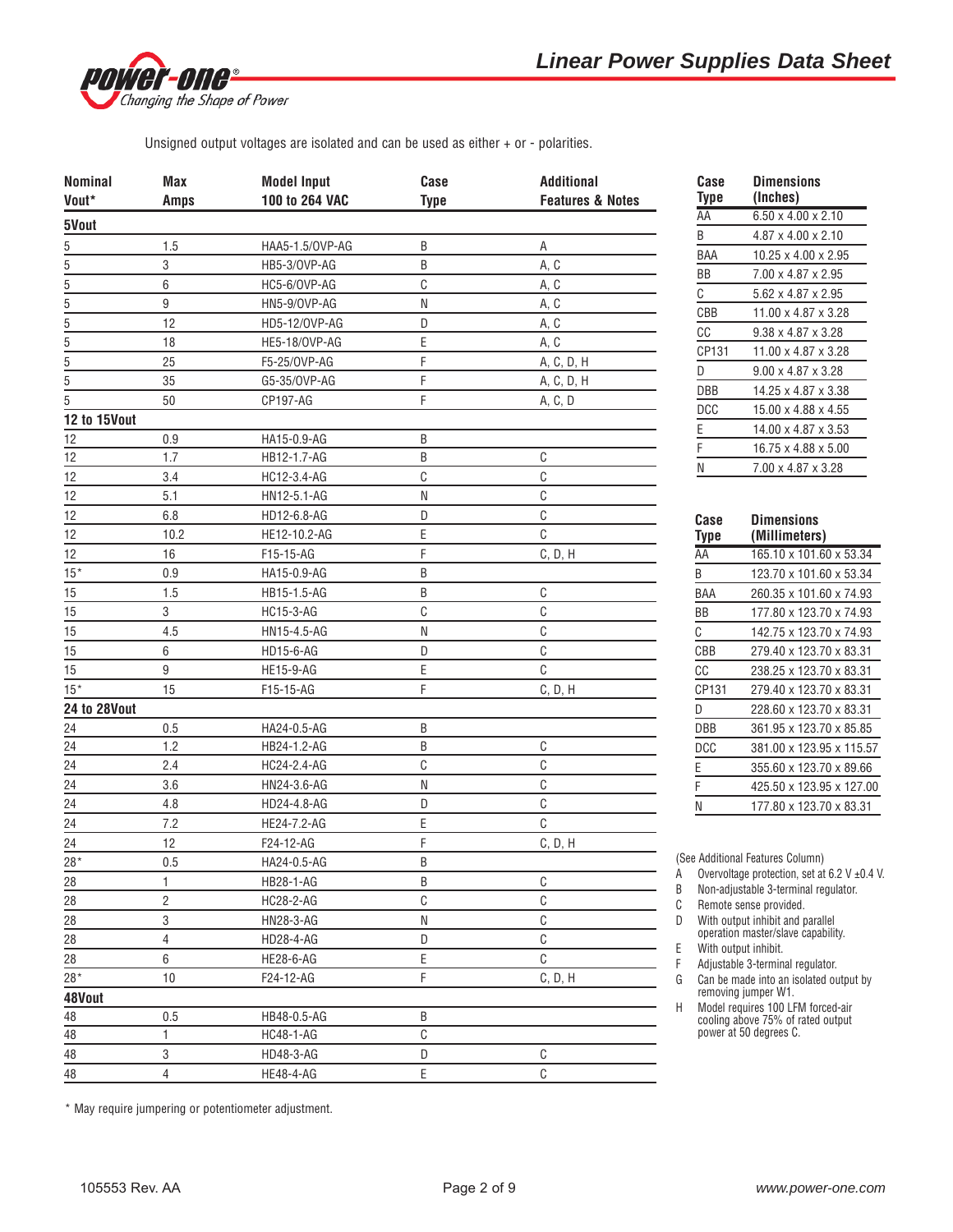Unsigned output voltages are isolated and can be used as either + or - polarities.

| Nominal Vout* | Max Amps | Model Input 100 to 264 VAC | Case Type | Additional Features & Notes |
|---|---|---|---|---|
| **5Vout** | | | | |
| 5 | 1.5 | HAA5-1.5/OVP-AG | B | A |
| 5 | 3 | HB5-3/OVP-AG | B | A, C |
| 5 | 6 | HC5-6/OVP-AG | C | A, C |
| 5 | 9 | HN5-9/OVP-AG | N | A, C |
| 5 | 12 | HD5-12/OVP-AG | D | A, C |
| 5 | 18 | HE5-18/OVP-AG | E | A, C |
| 5 | 25 | F5-25/OVP-AG | F | A, C, D, H |
| 5 | 35 | G5-35/OVP-AG | F | A, C, D, H |
| 5 | 50 | CP197-AG | F | A, C, D |
| **12 to 15Vout** | | | | |
| 12 | 0.9 | HA15-0.9-AG | B | |
| 12 | 1.7 | HB12-1.7-AG | B | C |
| 12 | 3.4 | HC12-3.4-AG | C | C |
| 12 | 5.1 | HN12-5.1-AG | N | C |
| 12 | 6.8 | HD12-6.8-AG | D | C |
| 12 | 10.2 | HE12-10.2-AG | E | C |
| 12 | 16 | F15-15-AG | F | C, D, H |
| 15* | 0.9 | HA15-0.9-AG | B | |
| 15 | 1.5 | HB15-1.5-AG | B | C |
| 15 | 3 | HC15-3-AG | C | C |
| 15 | 4.5 | HN15-4.5-AG | N | C |
| 15 | 6 | HD15-6-AG | D | C |
| 15 | 9 | HE15-9-AG | E | C |
| 15* | 15 | F15-15-AG | F | C, D, H |
| **24 to 28Vout** | | | | |
| 24 | 0.5 | HA24-0.5-AG | B | |
| 24 | 1.2 | HB24-1.2-AG | B | C |
| 24 | 2.4 | HC24-2.4-AG | C | C |
| 24 | 3.6 | HN24-3.6-AG | N | C |
| 24 | 4.8 | HD24-4.8-AG | D | C |
| 24 | 7.2 | HE24-7.2-AG | E | C |
| 24 | 12 | F24-12-AG | F | C, D, H |
| 28* | 0.5 | HA24-0.5-AG | B | |
| 28 | 1 | HB28-1-AG | B | C |
| 28 | 2 | HC28-2-AG | C | C |
| 28 | 3 | HN28-3-AG | N | C |
| 28 | 4 | HD28-4-AG | D | C |
| 28 | 6 | HE28-6-AG | E | C |
| 28* | 10 | F24-12-AG | F | C, D, H |
| **48Vout** | | | | |
| 48 | 0.5 | HB48-0.5-AG | B | |
| 48 | 1 | HC48-1-AG | C | |
| 48 | 3 | HD48-3-AG | D | C |
| 48 | 4 | HE48-4-AG | E | C |

\* May require jumpering or potentiometer adjustment.

| Case Type | Dimensions (Inches) |
|---|---|
| AA | 6.50 x 4.00 x 2.10 |
| B | 4.87 x 4.00 x 2.10 |
| BAA | 10.25 x 4.00 x 2.95 |
| BB | 7.00 x 4.87 x 2.95 |
| C | 5.62 x 4.87 x 2.95 |
| CBB | 11.00 x 4.87 x 3.28 |
| CC | 9.38 x 4.87 x 3.28 |
| CP131 | 11.00 x 4.87 x 3.28 |
| D | 9.00 x 4.87 x 3.28 |
| DBB | 14.25 x 4.87 x 3.38 |
| DCC | 15.00 x 4.88 x 4.55 |
| E | 14.00 x 4.87 x 3.53 |
| F | 16.75 x 4.88 x 5.00 |
| N | 7.00 x 4.87 x 3.28 |

| Case Type | Dimensions (Millimeters) |
|---|---|
| AA | 165.10 x 101.60 x 53.34 |
| B | 123.70 x 101.60 x 53.34 |
| BAA | 260.35 x 101.60 x 74.93 |
| BB | 177.80 x 123.70 x 74.93 |
| C | 142.75 x 123.70 x 74.93 |
| CBB | 279.40 x 123.70 x 83.31 |
| CC | 238.25 x 123.70 x 83.31 |
| CP131 | 279.40 x 123.70 x 83.31 |
| D | 228.60 x 123.70 x 83.31 |
| DBB | 361.95 x 123.70 x 85.85 |
| DCC | 381.00 x 123.95 x 115.57 |
| E | 355.60 x 123.70 x 89.66 |
| F | 425.50 x 123.95 x 127.00 |
| N | 177.80 x 123.70 x 83.31 |

(See Additional Features Column)

- A Overvoltage protection, set at 6.2 V ±0.4 V.
- B Non-adjustable 3-terminal regulator.
- C Remote sense provided.
- D With output inhibit and parallel operation master/slave capability.
- E With output inhibit.
- F Adjustable 3-terminal regulator.
- G Can be made into an isolated output by removing jumper W1.
- H Model requires 100 LFM forced-air cooling above 75% of rated output power at 50 degrees C.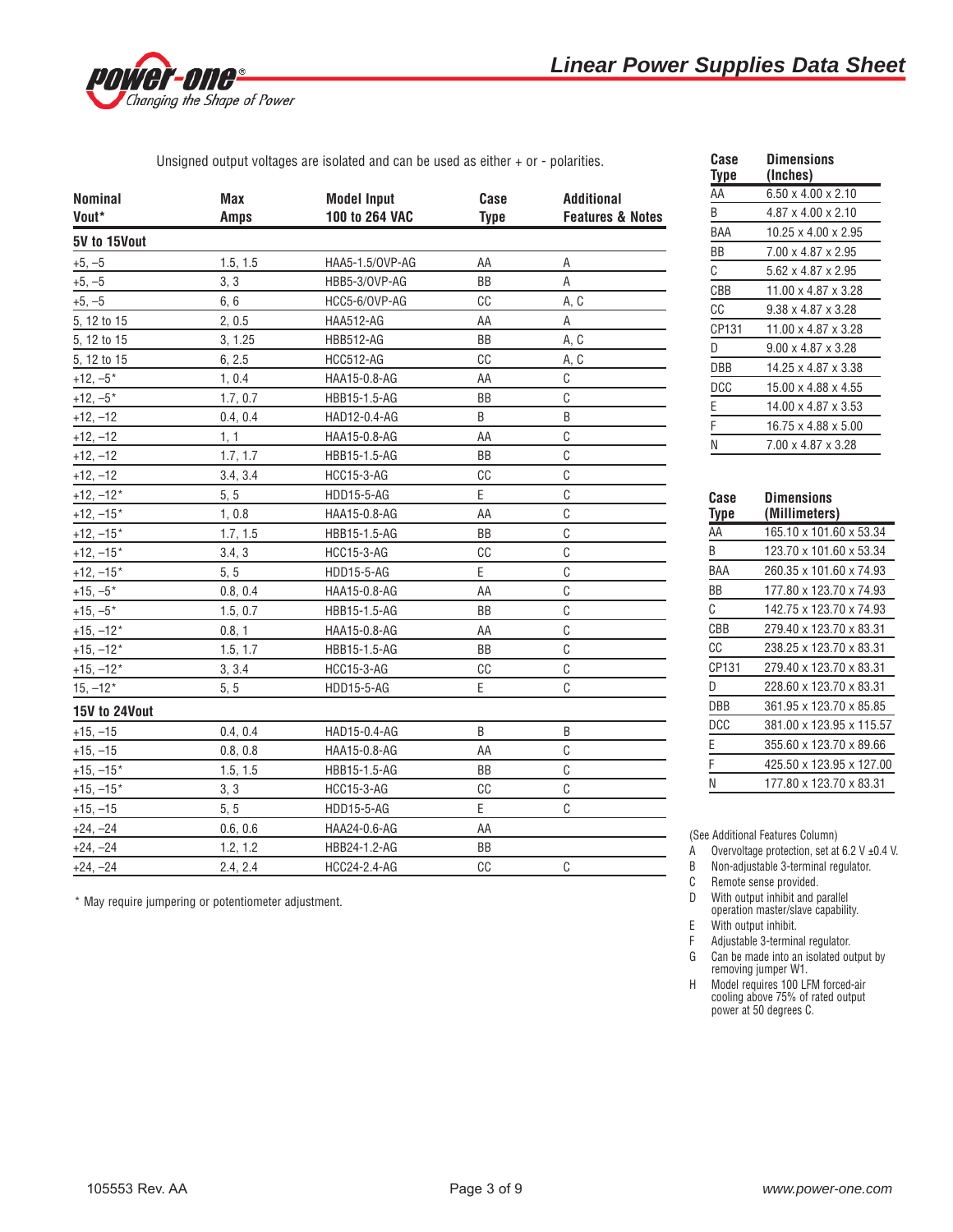Unsigned output voltages are isolated and can be used as either + or - polarities.

| Nominal Vout* | Max Amps | Model Input 100 to 264 VAC | Case Type | Additional Features & Notes |
|---|---|---|---|---|
| **5V to 15Vout** | | | | |
| +5, –5 | 1.5, 1.5 | HAA5-1.5/OVP-AG | AA | A |
| +5, –5 | 3, 3 | HBB5-3/OVP-AG | BB | A |
| +5, –5 | 6, 6 | HCC5-6/OVP-AG | CC | A, C |
| 5, 12 to 15 | 2, 0.5 | HAA512-AG | AA | A |
| 5, 12 to 15 | 3, 1.25 | HBB512-AG | BB | A, C |
| 5, 12 to 15 | 6, 2.5 | HCC512-AG | CC | A, C |
| +12, –5* | 1, 0.4 | HAA15-0.8-AG | AA | C |
| +12, –5* | 1.7, 0.7 | HBB15-1.5-AG | BB | C |
| +12, –12 | 0.4, 0.4 | HAD12-0.4-AG | B | B |
| +12, –12 | 1, 1 | HAA15-0.8-AG | AA | C |
| +12, –12 | 1.7, 1.7 | HBB15-1.5-AG | BB | C |
| +12, –12 | 3.4, 3.4 | HCC15-3-AG | CC | C |
| +12, –12* | 5, 5 | HDD15-5-AG | E | C |
| +12, –15* | 1, 0.8 | HAA15-0.8-AG | AA | C |
| +12, –15* | 1.7, 1.5 | HBB15-1.5-AG | BB | C |
| +12, –15* | 3.4, 3 | HCC15-3-AG | CC | C |
| +12, –15* | 5, 5 | HDD15-5-AG | E | C |
| +15, –5* | 0.8, 0.4 | HAA15-0.8-AG | AA | C |
| +15, –5* | 1.5, 0.7 | HBB15-1.5-AG | BB | C |
| +15, –12* | 0.8, 1 | HAA15-0.8-AG | AA | C |
| +15, –12* | 1.5, 1.7 | HBB15-1.5-AG | BB | C |
| +15, –12* | 3, 3.4 | HCC15-3-AG | CC | C |
| 15, –12* | 5, 5 | HDD15-5-AG | E | C |
| **15V to 24Vout** | | | | |
| +15, –15 | 0.4, 0.4 | HAD15-0.4-AG | B | B |
| +15, –15 | 0.8, 0.8 | HAA15-0.8-AG | AA | C |
| +15, –15* | 1.5, 1.5 | HBB15-1.5-AG | BB | C |
| +15, –15* | 3, 3 | HCC15-3-AG | CC | C |
| +15, –15 | 5, 5 | HDD15-5-AG | E | C |
| +24, –24 | 0.6, 0.6 | HAA24-0.6-AG | AA | |
| +24, –24 | 1.2, 1.2 | HBB24-1.2-AG | BB | |
| +24, –24 | 2.4, 2.4 | HCC24-2.4-AG | CC | C |

\* May require jumpering or potentiometer adjustment.

| Case Type | Dimensions (Inches) |
|---|---|
| AA | 6.50 x 4.00 x 2.10 |
| B | 4.87 x 4.00 x 2.10 |
| BAA | 10.25 x 4.00 x 2.95 |
| BB | 7.00 x 4.87 x 2.95 |
| C | 5.62 x 4.87 x 2.95 |
| CBB | 11.00 x 4.87 x 3.28 |
| CC | 9.38 x 4.87 x 3.28 |
| CP131 | 11.00 x 4.87 x 3.28 |
| D | 9.00 x 4.87 x 3.28 |
| DBB | 14.25 x 4.87 x 3.38 |
| DCC | 15.00 x 4.88 x 4.55 |
| E | 14.00 x 4.87 x 3.53 |
| F | 16.75 x 4.88 x 5.00 |
| N | 7.00 x 4.87 x 3.28 |

| Case Type | Dimensions (Millimeters) |
|---|---|
| AA | 165.10 x 101.60 x 53.34 |
| B | 123.70 x 101.60 x 53.34 |
| BAA | 260.35 x 101.60 x 74.93 |
| BB | 177.80 x 123.70 x 74.93 |
| C | 142.75 x 123.70 x 74.93 |
| CBB | 279.40 x 123.70 x 83.31 |
| CC | 238.25 x 123.70 x 83.31 |
| CP131 | 279.40 x 123.70 x 83.31 |
| D | 228.60 x 123.70 x 83.31 |
| DBB | 361.95 x 123.70 x 85.85 |
| DCC | 381.00 x 123.95 x 115.57 |
| E | 355.60 x 123.70 x 89.66 |
| F | 425.50 x 123.95 x 127.00 |
| N | 177.80 x 123.70 x 83.31 |

(See Additional Features Column)

- A Overvoltage protection, set at 6.2 V ±0.4 V.
- B Non-adjustable 3-terminal regulator.
- C Remote sense provided.
- D With output inhibit and parallel operation master/slave capability.
- E With output inhibit.
- F Adjustable 3-terminal regulator.
- G Can be made into an isolated output by removing jumper W1.
- H Model requires 100 LFM forced-air cooling above 75% of rated output power at 50 degrees C.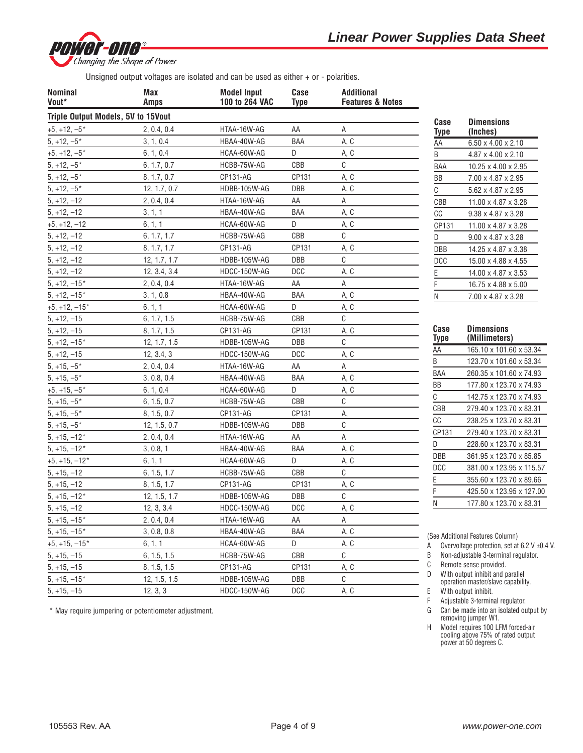Unsigned output voltages are isolated and can be used as either + or - polarities.

| Nominal Vout* | Max Amps | Model Input 100 to 264 VAC | Case Type | Additional Features & Notes |
|---|---|---|---|---|
| **Triple Output Models, 5V to 15Vout** | | | | |
| +5, +12, –5* | 2, 0.4, 0.4 | HTAA-16W-AG | AA | A |
| 5, +12, –5* | 3, 1, 0.4 | HBAA-40W-AG | BAA | A, C |
| +5, +12, –5* | 6, 1, 0.4 | HCAA-60W-AG | D | A, C |
| 5, +12, –5* | 6, 1.7, 0.7 | HCBB-75W-AG | CBB | C |
| 5, +12, –5* | 8, 1.7, 0.7 | CP131-AG | CP131 | A, C |
| 5, +12, –5* | 12, 1.7, 0.7 | HDBB-105W-AG | DBB | A, C |
| 5, +12, –12 | 2, 0.4, 0.4 | HTAA-16W-AG | AA | A |
| 5, +12, –12 | 3, 1, 1 | HBAA-40W-AG | BAA | A, C |
| +5, +12, –12 | 6, 1, 1 | HCAA-60W-AG | D | A, C |
| 5, +12, –12 | 6, 1.7, 1.7 | HCBB-75W-AG | CBB | C |
| 5, +12, –12 | 8, 1.7, 1.7 | CP131-AG | CP131 | A, C |
| 5, +12, –12 | 12, 1.7, 1.7 | HDBB-105W-AG | DBB | C |
| 5, +12, –12 | 12, 3.4, 3.4 | HDCC-150W-AG | DCC | A, C |
| 5, +12, –15* | 2, 0.4, 0.4 | HTAA-16W-AG | AA | A |
| 5, +12, –15* | 3, 1, 0.8 | HBAA-40W-AG | BAA | A, C |
| +5, +12, –15* | 6, 1, 1 | HCAA-60W-AG | D | A, C |
| 5, +12, –15 | 6, 1.7, 1.5 | HCBB-75W-AG | CBB | C |
| 5, +12, –15 | 8, 1.7, 1.5 | CP131-AG | CP131 | A, C |
| 5, +12, –15* | 12, 1.7, 1.5 | HDBB-105W-AG | DBB | C |
| 5, +12, –15 | 12, 3.4, 3 | HDCC-150W-AG | DCC | A, C |
| 5, +15, –5* | 2, 0.4, 0.4 | HTAA-16W-AG | AA | A |
| 5, +15, –5* | 3, 0.8, 0.4 | HBAA-40W-AG | BAA | A, C |
| +5, +15, –5* | 6, 1, 0.4 | HCAA-60W-AG | D | A, C |
| 5, +15, –5* | 6, 1.5, 0.7 | HCBB-75W-AG | CBB | C |
| 5, +15, –5* | 8, 1.5, 0.7 | CP131-AG | CP131 | A, |
| 5, +15, –5* | 12, 1.5, 0.7 | HDBB-105W-AG | DBB | C |
| 5, +15, –12* | 2, 0.4, 0.4 | HTAA-16W-AG | AA | A |
| 5, +15, –12* | 3, 0.8, 1 | HBAA-40W-AG | BAA | A, C |
| +5, +15, –12* | 6, 1, 1 | HCAA-60W-AG | D | A, C |
| 5, +15, –12 | 6, 1.5, 1.7 | HCBB-75W-AG | CBB | C |
| 5, +15, –12 | 8, 1.5, 1.7 | CP131-AG | CP131 | A, C |
| 5, +15, –12* | 12, 1.5, 1.7 | HDBB-105W-AG | DBB | C |
| 5, +15, –12 | 12, 3, 3.4 | HDCC-150W-AG | DCC | A, C |
| 5, +15, –15* | 2, 0.4, 0.4 | HTAA-16W-AG | AA | A |
| 5, +15, –15* | 3, 0.8, 0.8 | HBAA-40W-AG | BAA | A, C |
| +5, +15, –15* | 6, 1, 1 | HCAA-60W-AG | D | A, C |
| 5, +15, –15 | 6, 1.5, 1.5 | HCBB-75W-AG | CBB | C |
| 5, +15, –15 | 8, 1.5, 1.5 | CP131-AG | CP131 | A, C |
| 5, +15, –15* | 12, 1.5, 1.5 | HDBB-105W-AG | DBB | C |
| 5, +15, –15 | 12, 3, 3 | HDCC-150W-AG | DCC | A, C |

\* May require jumpering or potentiometer adjustment.

| Case Type | Dimensions (Inches) |
|---|---|
| AA | 6.50 x 4.00 x 2.10 |
| B | 4.87 x 4.00 x 2.10 |
| BAA | 10.25 x 4.00 x 2.95 |
| BB | 7.00 x 4.87 x 2.95 |
| C | 5.62 x 4.87 x 2.95 |
| CBB | 11.00 x 4.87 x 3.28 |
| CC | 9.38 x 4.87 x 3.28 |
| CP131 | 11.00 x 4.87 x 3.28 |
| D | 9.00 x 4.87 x 3.28 |
| DBB | 14.25 x 4.87 x 3.38 |
| DCC | 15.00 x 4.88 x 4.55 |
| E | 14.00 x 4.87 x 3.53 |
| F | 16.75 x 4.88 x 5.00 |
| N | 7.00 x 4.87 x 3.28 |

| Case Type | Dimensions (Millimeters) |
|---|---|
| AA | 165.10 x 101.60 x 53.34 |
| B | 123.70 x 101.60 x 53.34 |
| BAA | 260.35 x 101.60 x 74.93 |
| BB | 177.80 x 123.70 x 74.93 |
| C | 142.75 x 123.70 x 74.93 |
| CBB | 279.40 x 123.70 x 83.31 |
| CC | 238.25 x 123.70 x 83.31 |
| CP131 | 279.40 x 123.70 x 83.31 |
| D | 228.60 x 123.70 x 83.31 |
| DBB | 361.95 x 123.70 x 85.85 |
| DCC | 381.00 x 123.95 x 115.57 |
| E | 355.60 x 123.70 x 89.66 |
| F | 425.50 x 123.95 x 127.00 |
| N | 177.80 x 123.70 x 83.31 |

(See Additional Features Column)

- A Overvoltage protection, set at 6.2 V ±0.4 V.
- B Non-adjustable 3-terminal regulator.
- C Remote sense provided.
- D With output inhibit and parallel operation master/slave capability.
- E With output inhibit.
- F Adjustable 3-terminal regulator.
- G Can be made into an isolated output by removing jumper W1.
- H Model requires 100 LFM forced-air cooling above 75% of rated output power at 50 degrees C.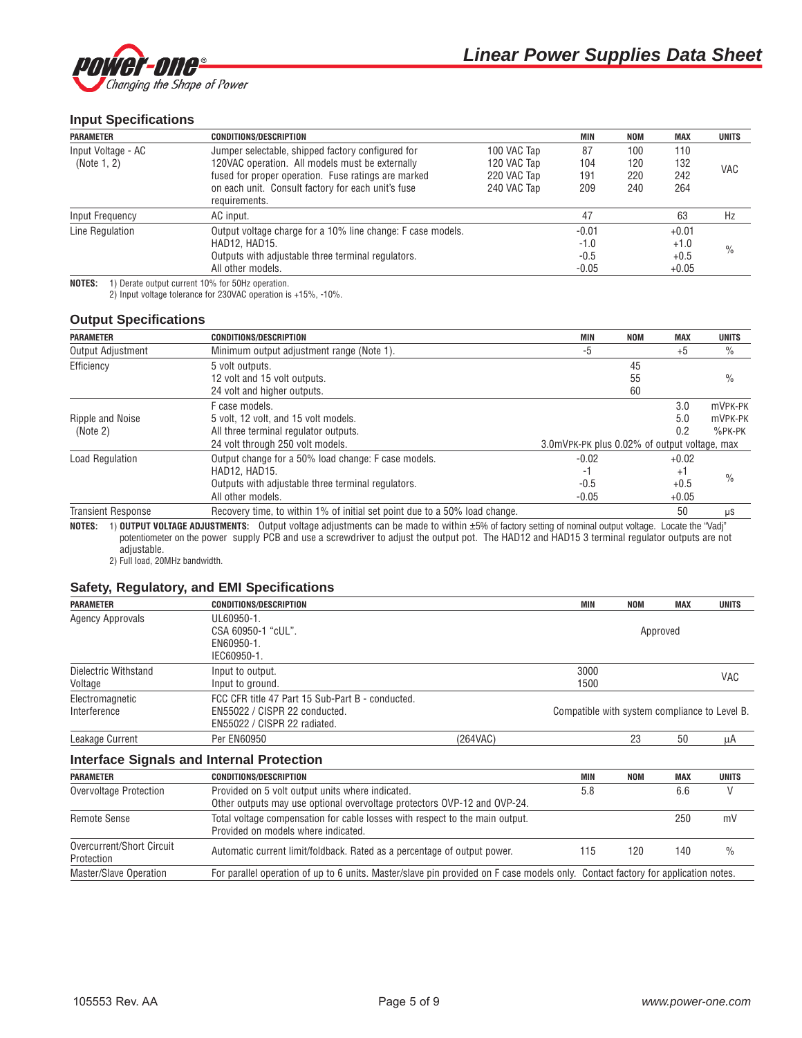## Input Specifications

| PARAMETER | CONDITIONS/DESCRIPTION | | MIN | NOM | MAX | UNITS |
|---|---|---|---|---|---|---|
| Input Voltage - AC (Note 1, 2) | Jumper selectable, shipped factory configured for 120VAC operation. All models must be externally fused for proper operation. Fuse ratings are marked on each unit. Consult factory for each unit's fuse requirements. | 100 VAC Tap<br>120 VAC Tap<br>220 VAC Tap<br>240 VAC Tap | 87<br>104<br>191<br>209 | 100<br>120<br>220<br>240 | 110<br>132<br>242<br>264 | VAC |
| Input Frequency | AC input. | | 47 | | 63 | Hz |
| Line Regulation | Output voltage charge for a 10% line change: F case models.<br>HAD12, HAD15.<br>Outputs with adjustable three terminal regulators.<br>All other models. | | -0.01<br>-1.0<br>-0.5<br>-0.05 | | +0.01<br>+1.0<br>+0.5<br>+0.05 | % |

**NOTES:** 1) Derate output current 10% for 50Hz operation.
2) Input voltage tolerance for 230VAC operation is +15%, -10%.

## Output Specifications

| PARAMETER | CONDITIONS/DESCRIPTION | MIN | NOM | MAX | UNITS |
|---|---|---|---|---|---|
| Output Adjustment | Minimum output adjustment range (Note 1). | -5 | | +5 | % |
| Efficiency | 5 volt outputs.<br>12 volt and 15 volt outputs.<br>24 volt and higher outputs. | | 45<br>55<br>60 | | % |
| Ripple and Noise (Note 2) | F case models.<br>5 volt, 12 volt, and 15 volt models.<br>All three terminal regulator outputs.<br>24 volt through 250 volt models. | | | 3.0<br>5.0<br>0.2<br>3.0mVPK-PK plus 0.02% of output voltage, max | mVPK-PK<br>mVPK-PK<br>%PK-PK |
| Load Regulation | Output change for a 50% load change: F case models.<br>HAD12, HAD15.<br>Outputs with adjustable three terminal regulators.<br>All other models. | -0.02<br>-1<br>-0.5<br>-0.05 | | +0.02<br>+1<br>+0.5<br>+0.05 | % |
| Transient Response | Recovery time, to within 1% of initial set point due to a 50% load change. | | | 50 | μs |

**NOTES:** 1) **OUTPUT VOLTAGE ADJUSTMENTS:** Output voltage adjustments can be made to within ±5% of factory setting of nominal output voltage. Locate the "Vadj" potentiometer on the power supply PCB and use a screwdriver to adjust the output pot. The HAD12 and HAD15 3 terminal regulator outputs are not adjustable.
2) Full load, 20MHz bandwidth.

## Safety, Regulatory, and EMI Specifications

| PARAMETER | CONDITIONS/DESCRIPTION | | MIN | NOM | MAX | UNITS |
|---|---|---|---|---|---|---|
| Agency Approvals | UL60950-1.<br>CSA 60950-1 "cUL".<br>EN60950-1.<br>IEC60950-1. | | | Approved | | |
| Dielectric Withstand Voltage | Input to output.<br>Input to ground. | | 3000<br>1500 | | | VAC |
| Electromagnetic Interference | FCC CFR title 47 Part 15 Sub-Part B - conducted.<br>EN55022 / CISPR 22 conducted.<br>EN55022 / CISPR 22 radiated. | | Compatible with system compliance to Level B. | | | |
| Leakage Current | Per EN60950 | (264VAC) | | 23 | 50 | μA |

## Interface Signals and Internal Protection

| PARAMETER | CONDITIONS/DESCRIPTION | MIN | NOM | MAX | UNITS |
|---|---|---|---|---|---|
| Overvoltage Protection | Provided on 5 volt output units where indicated.<br>Other outputs may use optional overvoltage protectors OVP-12 and OVP-24. | 5.8 | | 6.6 | V |
| Remote Sense | Total voltage compensation for cable losses with respect to the main output.<br>Provided on models where indicated. | | | 250 | mV |
| Overcurrent/Short Circuit Protection | Automatic current limit/foldback. Rated as a percentage of output power. | 115 | 120 | 140 | % |
| Master/Slave Operation | For parallel operation of up to 6 units. Master/slave pin provided on F case models only. Contact factory for application notes. | | | | |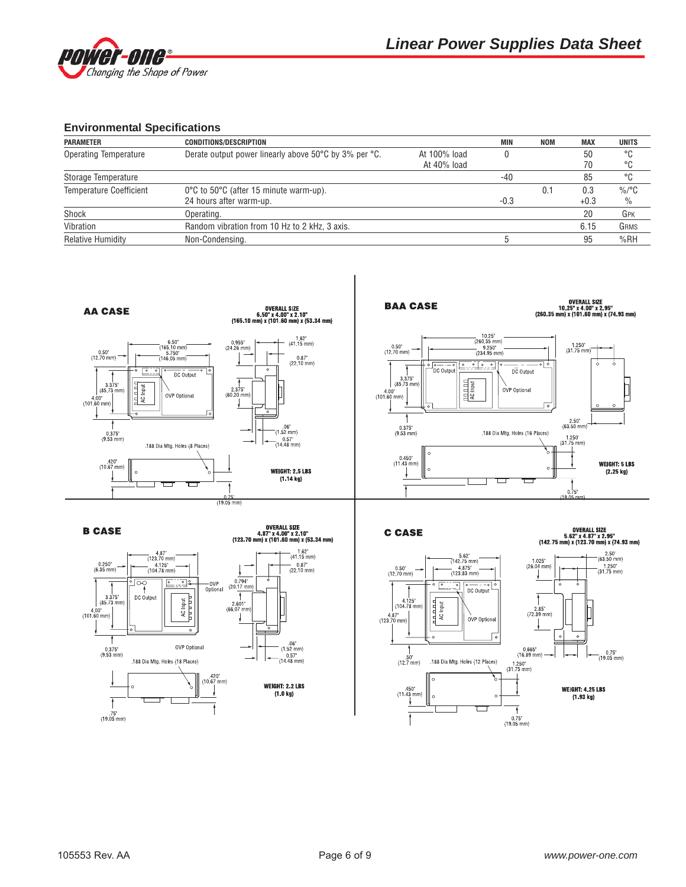## Environmental Specifications

| PARAMETER | CONDITIONS/DESCRIPTION | | MIN | NOM | MAX | UNITS |
|---|---|---|---|---|---|---|
| Operating Temperature | Derate output power linearly above 50°C by 3% per °C. | At 100% load | 0 | | 50 | °C |
| | | At 40% load | | | 70 | °C |
| Storage Temperature | | | -40 | | 85 | °C |
| Temperature Coefficient | 0°C to 50°C (after 15 minute warm-up). | | | 0.1 | 0.3 | %/°C |
| | 24 hours after warm-up. | | -0.3 | | +0.3 | % |
| Shock | Operating. | | | | 20 | GPK |
| Vibration | Random vibration from 10 Hz to 2 kHz, 3 axis. | | | | 6.15 | GRMS |
| Relative Humidity | Non-Condensing. | | 5 | | 95 | %RH |

### AA CASE

OVERALL SIZE
6.50" x 4.00" x 2.10"
(165.10 mm) x (101.60 mm) x (53.34 mm)

6.50" (165.10 mm), 5.750" (146.05 mm), 0.50" (12.70 mm), 0.955" (24.26 mm), 1.62" (41.15 mm), 0.87" (22.10 mm), 3.375" (85.73 mm), 4.00" (101.60 mm), 2.375" (60.20 mm), 0.375" (9.53 mm), .06" (1.52 mm), 0.57" (14.48 mm), .420" (10.67 mm), 0.75" (19.05 mm)

DC Output, AC Input, OVP Optional

.188 Dia Mtg. Holes (8 Places)

WEIGHT: 2.5 LBS (1.14 kg)

### BAA CASE

OVERALL SIZE
10.25" x 4.00" x 2.95"
(260.35 mm) x (101.60 mm) x (74.93 mm)

10.25" (260.35 mm), 9.250" (234.95 mm), 0.50" (12.70 mm), 1.250" (31.75 mm), 3.375" (85.73 mm), 4.00" (101.60 mm), 2.50" (63.50 mm), 0.375" (9.53 mm), 1.250" (31.75 mm), 0.450" (11.43 mm), 0.75" (19.05 mm)

DC Output, DC Output, AC Input, OVP Optional

.188 Dia Mtg. Holes (16 Places)

WEIGHT: 5 LBS (2.25 kg)

### B CASE

OVERALL SIZE
4.87" x 4.00" x 2.10"
(123.70 mm) x (101.60 mm) x (53.34 mm)

4.87" (123.70 mm), 4.125" (104.78 mm), 0.250" (6.35 mm), 1.62" (41.15 mm), 0.87" (22.10 mm), 0.794" (20.17 mm), 3.375" (85.73 mm), 4.00" (101.60 mm), 2.601" (66.07 mm), 0.375" (9.53 mm), .06" (1.52 mm), 0.57" (14.48 mm), .420" (10.67 mm), .75" (19.05 mm)

DC Output, AC Input, OVP Optional

.188 Dia Mtg. Holes (18 Places)

WEIGHT: 2.2 LBS (1.0 kg)

### C CASE

OVERALL SIZE
5.62" x 4.87" x 2.95"
(142.75 mm) x (123.70 mm) x (74.93 mm)

5.62" (142.75 mm), 4.875" (123.83 mm), 0.50" (12.70 mm), 1.025" (26.04 mm), 2.50" (63.50 mm), 1.250" (31.75 mm), 4.125" (104.78 mm), 4.87" (123.70 mm), 2.85" (72.39 mm), 0.665" (16.89 mm), 0.75" (19.05 mm), .50" (12.7 mm), 1.250" (31.75 mm), .450" (11.43 mm), 0.75" (19.05 mm)

DC Output, AC Input, OVP Optional

.188 Dia Mtg. Holes (12 Places)

WEIGHT: 4.25 LBS (1.93 kg)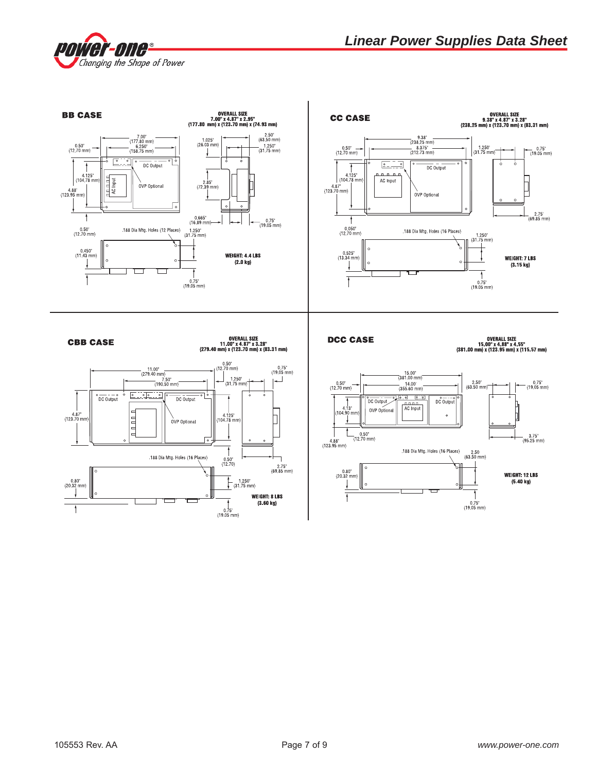## BB CASE

**OVERALL SIZE**
**7.00" x 4.87" x 2.95"**
**(177.80 mm) x (123.70 mm) x (74.93 mm)**

7.00" (177.80 mm)
6.250" (158.75 mm)
0.50" (12.70 mm)
4.125" (104.78 mm)
4.88" (123.95 mm)
DC Output
AC Input
OVP Optional
1.025" (26.03 mm)
2.50" (63.50 mm)
1.250" (31.75 mm)
2.85" (72.39 mm)
0.665" (16.89 mm)
0.75" (19.05 mm)
0.50" (12.70 mm)
.188 Dia Mtg. Holes (12 Places)
1.250" (31.75 mm)
0.450" (11.43 mm)
0.75" (19.05 mm)

**WEIGHT: 4.4 LBS**
**(2.0 kg)**

## CC CASE

**OVERALL SIZE**
**9.38" x 4.87" x 3.28"**
**(238.25 mm) x (123.70 mm) x (83.31 mm)**

9.38" (238.25 mm)
8.375" (212.73 mm)
0.50" (12.70 mm)
1.250" (31.75 mm)
0.75" (19.05 mm)
4.125" (104.78 mm)
4.87" (123.70 mm)
DC Output
AC Input
OVP Optional
2.75" (69.85 mm)
0.050" (12.70 mm)
.188 Dia Mtg. Holes (16 Places)
1.250" (31.75 mm)
0.525" (13.34 mm)
0.75" (19.05 mm)

**WEIGHT: 7 LBS**
**(3.15 kg)**

## CBB CASE

**OVERALL SIZE**
**11.00" x 4.87" x 3.28"**
**(279.40 mm) x (123.70 mm) x (83.31 mm)**

11.00" (279.40 mm)
7.50" (190.50 mm)
0.50" (12.70 mm)
1.250" (31.75 mm)
0.75" (19.05 mm)
DC Output
DC Output
OVP Optional
4.87" (123.70 mm)
4.125" (104.78 mm)
.188 Dia Mtg. Holes (16 Places)
0.50" (12.70)
2.75" (69.85 mm)
0.80" (20.32 mm)
1.250" (31.75 mm)
0.75" (19.05 mm)

**WEIGHT: 8 LBS**
**(3.60 kg)**

## DCC CASE

**OVERALL SIZE**
**15.00" x 4.88" x 4.55"**
**(381.00 mm) x (123.95 mm) x (115.57 mm)**

15.00" (381.00 mm)
14.00" (355.60 mm)
0.50" (12.70 mm)
2.50" (63.50 mm)
0.75" (19.05 mm)
DC Output
OVP Optional
AC Input
DC Output
4.13" (104.90 mm)
0.50" (12.70 mm)
4.88" (123.95 mm)
3.75" (95.25 mm)
.188 Dia Mtg. Holes (16 Places)
2.50 (63.50 mm)
0.80" (20.32 mm)
0.75" (19.05 mm)

**WEIGHT: 12 LBS**
**(5.40 kg)**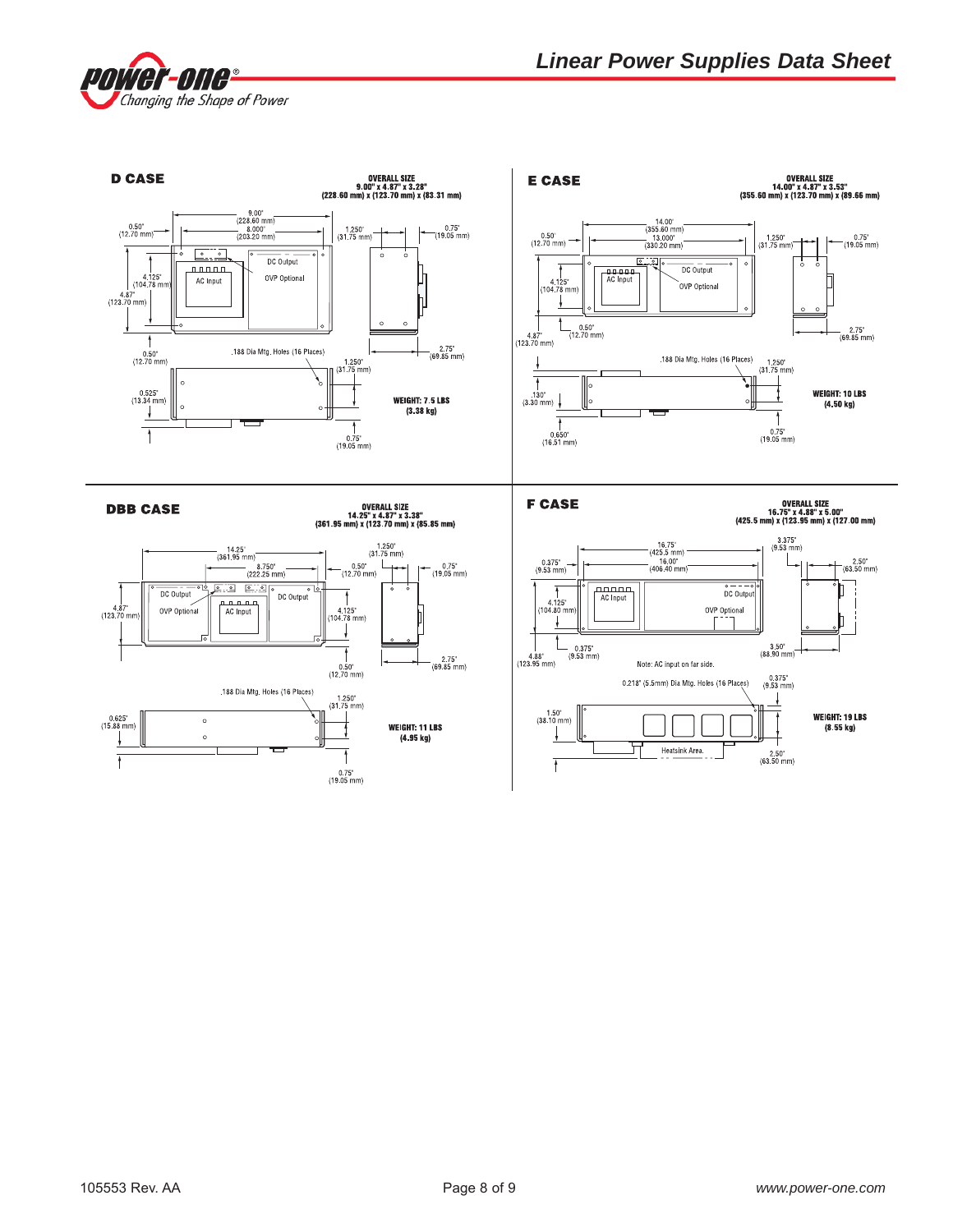## D CASE

**OVERALL SIZE**
**9.00" x 4.87" x 3.28"**
**(228.60 mm) x (123.70 mm) x (83.31 mm)**

9.00" (228.60 mm)
8.000" (203.20 mm)
0.50" (12.70 mm)
1.250" (31.75 mm)
0.75" (19.05 mm)
4.125" (104.78 mm)
4.87" (123.70 mm)
DC Output
OVP Optional
AC Input
0.50" (12.70 mm)
.188 Dia Mtg. Holes (16 Places)
2.75" (69.85 mm)
1.250" (31.75 mm)
0.525" (13.34 mm)
0.75" (19.05 mm)

**WEIGHT: 7.5 LBS (3.38 kg)**

## E CASE

**OVERALL SIZE**
**14.00" x 4.87" x 3.53"**
**(355.60 mm) x (123.70 mm) x (89.66 mm)**

14.00" (355.60 mm)
13.000" (330.20 mm)
0.50" (12.70 mm)
1.250" (31.75 mm)
0.75" (19.05 mm)
4.125" (104.78 mm)
4.87" (123.70 mm)
0.50" (12.70 mm)
DC Output
OVP Optional
AC Input
2.75" (69.85 mm)
.188 Dia Mtg. Holes (16 Places)
1.250" (31.75 mm)
.130" (3.30 mm)
0.650" (16.51 mm)
0.75" (19.05 mm)

**WEIGHT: 10 LBS (4.50 kg)**

## DBB CASE

**OVERALL SIZE**
**14.25" x 4.87" x 3.38"**
**(361.95 mm) x (123.70 mm) x (85.85 mm)**

14.25" (361.95 mm)
8.750" (222.25 mm)
1.250" (31.75 mm)
0.50" (12.70 mm)
0.75" (19.05 mm)
4.87" (123.70 mm)
DC Output
OVP Optional
AC Input
DC Output
4.125" (104.78 mm)
0.50" (12.70 mm)
2.75" (69.85 mm)
.188 Dia Mtg. Holes (16 Places)
1.250" (31.75 mm)
0.625" (15.88 mm)
0.75" (19.05 mm)

**WEIGHT: 11 LBS (4.95 kg)**

## F CASE

**OVERALL SIZE**
**16.75" x 4.88" x 5.00"**
**(425.5 mm) x (123.95 mm) x (127.00 mm)**

16.75" (425.5 mm)
16.00" (406.40 mm)
0.375" (9.53 mm)
3.375" (9.53 mm)
2.50" (63.50 mm)
AC Input
DC Output
OVP Optional
4.125" (104.80 mm)
4.88" (123.95 mm)
0.375" (9.53 mm)
3.50" (88.90 mm)
Note: AC input on far side.
0.218" (5.5mm) Dia Mtg. Holes (16 Places)
0.375" (9.53 mm)
1.50" (38.10 mm)
Heatsink Area.
2.50" (63.50 mm)

**WEIGHT: 19 LBS (8.55 kg)**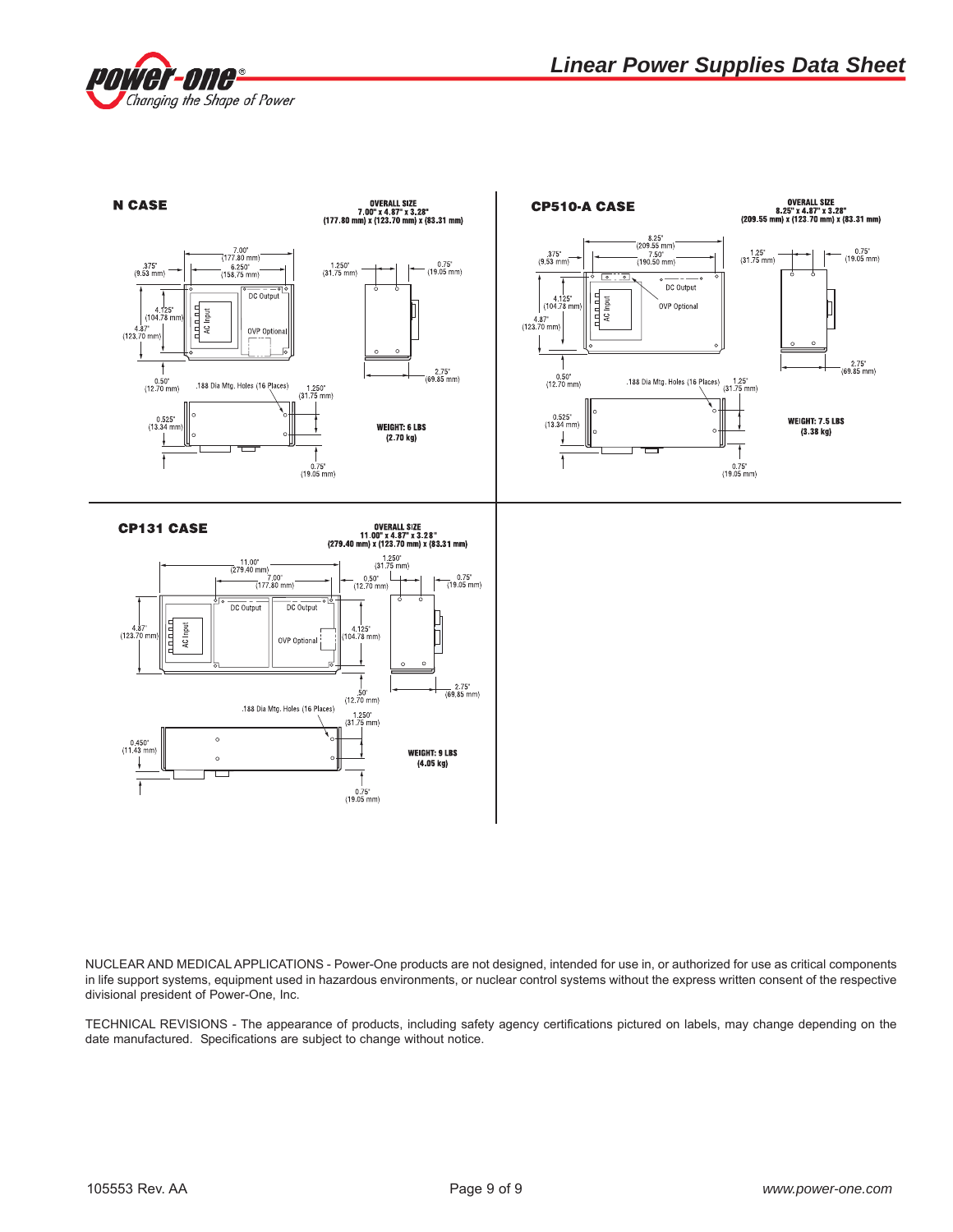## N CASE

OVERALL SIZE
7.00" x 4.87" x 3.28"
(177.80 mm) x (123.70 mm) x (83.31 mm)

7.00"
(177.80 mm)
6.250"
(158.75 mm)
.375"
(9.53 mm)
1.250"
(31.75 mm)
0.75"
(19.05 mm)
4.125"
(104.78 mm)
4.87"
(123.70 mm)
DC Output
AC Input
OVP Optional
2.75"
(69.85 mm)
0.50"
(12.70 mm)
.188 Dia Mtg. Holes (16 Places)
1.250"
(31.75 mm)
0.525"
(13.34 mm)
0.75"
(19.05 mm)

WEIGHT: 6 LBS
(2.70 kg)

## CP510-A CASE

OVERALL SIZE
8.25" x 4.87" x 3.28"
(209.55 mm) x (123.70 mm) x (83.31 mm)

8.25"
(209.55 mm)
7.50"
(190.50 mm)
.375"
(9.53 mm)
1.25"
(31.75 mm)
0.75"
(19.05 mm)
DC Output
OVP Optional
AC Input
4.125"
(104.78 mm)
4.87"
(123.70 mm)
2.75"
(69.85 mm)
0.50"
(12.70 mm)
.188 Dia Mtg. Holes (16 Places)
1.25"
(31.75 mm)
0.525"
(13.34 mm)
0.75"
(19.05 mm)

WEIGHT: 7.5 LBS
(3.38 kg)

## CP131 CASE

OVERALL SIZE
11.00" x 4.87" x 3.28"
(279.40 mm) x (123.70 mm) x (83.31 mm)

11.00"
(279.40 mm)
7.00"
(177.80 mm)
1.250"
(31.75 mm)
0.50"
(12.70 mm)
0.75"
(19.05 mm)
DC Output
DC Output
AC Input
OVP Optional
4.87"
(123.70 mm)
4.125"
(104.78 mm)
.50"
(12.70 mm)
2.75"
(69.85 mm)
.188 Dia Mtg. Holes (16 Places)
1.250"
(31.75 mm)
0.450"
(11.43 mm)
0.75"
(19.05 mm)

WEIGHT: 9 LBS
(4.05 kg)

NUCLEAR AND MEDICAL APPLICATIONS - Power-One products are not designed, intended for use in, or authorized for use as critical components in life support systems, equipment used in hazardous environments, or nuclear control systems without the express written consent of the respective divisional president of Power-One, Inc.

TECHNICAL REVISIONS - The appearance of products, including safety agency certifications pictured on labels, may change depending on the date manufactured. Specifications are subject to change without notice.